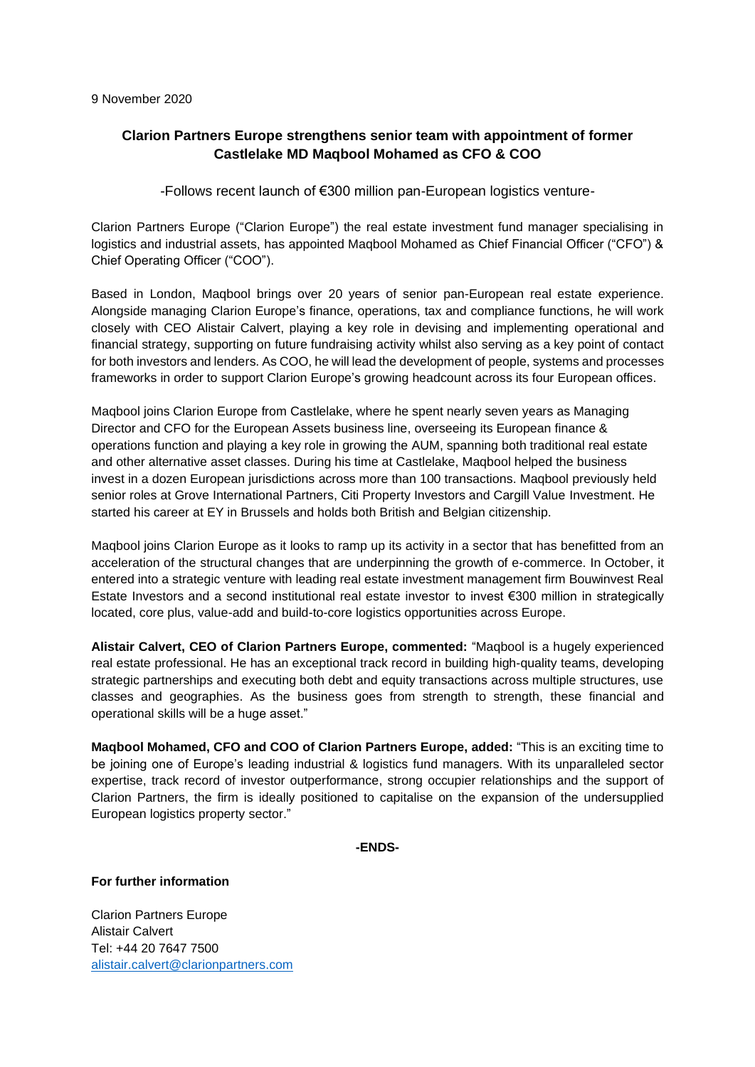9 November 2020

## Clarion Partners Europe strengthens senior team with appointment of former Castlelake MD Maqbool Mohamed as CFO & COO

-Follows recent launch of €300 million pan-European logistics venture-

Clarion Partners Europe ("Clarion Europe") the real estate investment fund manager specialising in logistics and industrial assets, has appointed Maqbool Mohamed as Chief Financial Officer ("CFO") & Chief Operating Officer ("COO").

Based in London, Maqbool brings over 20 years of senior pan-European real estate experience. Alongside managing Clarion Europe's finance, operations, tax and compliance functions, he will work closely with CEO Alistair Calvert, playing a key role in devising and implementing operational and financial strategy, supporting on future fundraising activity whilst also serving as a key point of contact for both investors and lenders. As COO, he will lead the development of people, systems and processes frameworks in order to support Clarion Europe's growing headcount across its four European offices.

Maqbool joins Clarion Europe from Castlelake, where he spent nearly seven years as Managing Director and CFO for the European Assets business line, overseeing its European finance & operations function and playing a key role in growing the AUM, spanning both traditional real estate and other alternative asset classes. During his time at Castlelake, Maqbool helped the business invest in a dozen European jurisdictions across more than 100 transactions. Maqbool previously held senior roles at Grove International Partners, Citi Property Investors and Cargill Value Investment. He started his career at EY in Brussels and holds both British and Belgian citizenship.

Maqbool joins Clarion Europe as it looks to ramp up its activity in a sector that has benefitted from an acceleration of the structural changes that are underpinning the growth of e-commerce. In October, it entered into a strategic venture with leading real estate investment management firm Bouwinvest Real Estate Investors and a second institutional real estate investor to invest €300 million in strategically located, core plus, value-add and build-to-core logistics opportunities across Europe.

**Alistair Calvert, CEO of Clarion Partners Europe, commented:** "Maqbool is a hugely experienced real estate professional. He has an exceptional track record in building high-quality teams, developing strategic partnerships and executing both debt and equity transactions across multiple structures, use classes and geographies. As the business goes from strength to strength, these financial and operational skills will be a huge asset."

**Maqbool Mohamed, CFO and COO of Clarion Partners Europe, added:** "This is an exciting time to be joining one of Europe's leading industrial & logistics fund managers. With its unparalleled sector expertise, track record of investor outperformance, strong occupier relationships and the support of Clarion Partners, the firm is ideally positioned to capitalise on the expansion of the undersupplied European logistics property sector."

**-ENDS-**

**For further information**

Clarion Partners Europe
Alistair Calvert
Tel: +44 20 7647 7500
alistair.calvert@clarionpartners.com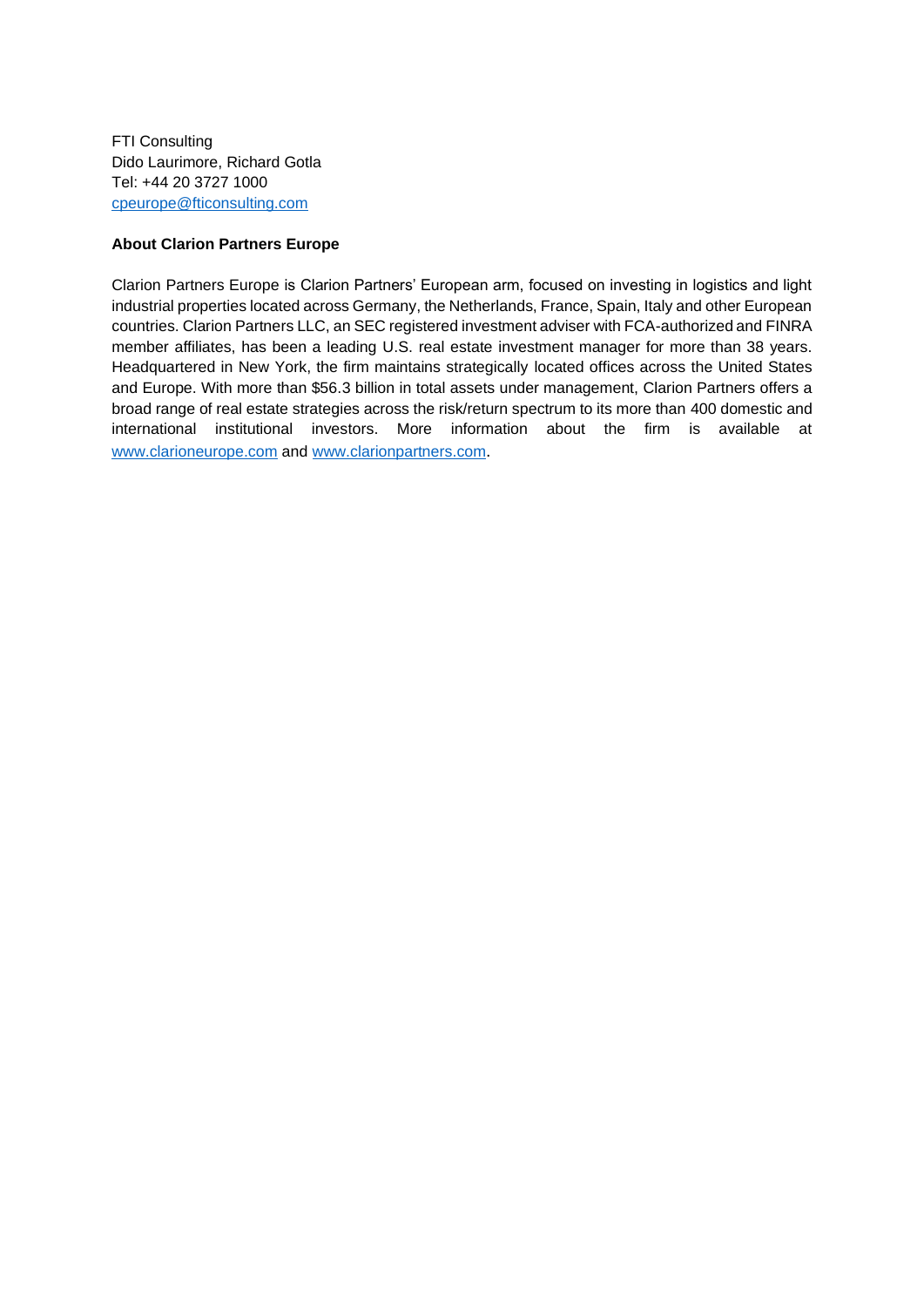FTI Consulting
Dido Laurimore, Richard Gotla
Tel: +44 20 3727 1000
cpeurope@fticonsulting.com

**About Clarion Partners Europe**

Clarion Partners Europe is Clarion Partners' European arm, focused on investing in logistics and light industrial properties located across Germany, the Netherlands, France, Spain, Italy and other European countries. Clarion Partners LLC, an SEC registered investment adviser with FCA-authorized and FINRA member affiliates, has been a leading U.S. real estate investment manager for more than 38 years. Headquartered in New York, the firm maintains strategically located offices across the United States and Europe. With more than $56.3 billion in total assets under management, Clarion Partners offers a broad range of real estate strategies across the risk/return spectrum to its more than 400 domestic and international institutional investors. More information about the firm is available at www.clarioneurope.com and www.clarionpartners.com.